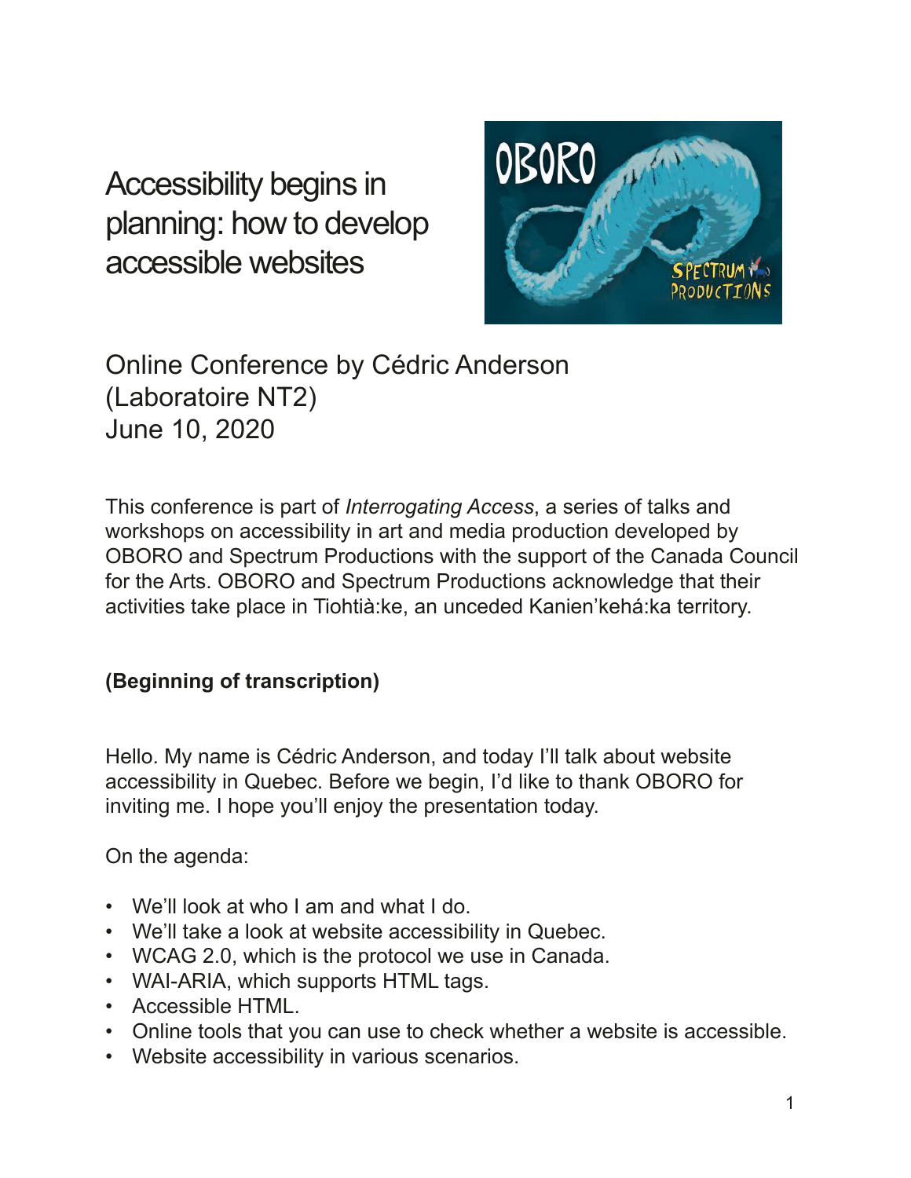# Accessibility begins in planning: how to develop accessible websites

Online Conference by Cédric Anderson
(Laboratoire NT2)
June 10, 2020

This conference is part of *Interrogating Access*, a series of talks and workshops on accessibility in art and media production developed by OBORO and Spectrum Productions with the support of the Canada Council for the Arts. OBORO and Spectrum Productions acknowledge that their activities take place in Tiohtià:ke, an unceded Kanien'kehá:ka territory.

**(Beginning of transcription)**

Hello. My name is Cédric Anderson, and today I'll talk about website accessibility in Quebec. Before we begin, I'd like to thank OBORO for inviting me. I hope you'll enjoy the presentation today.

On the agenda:

- We'll look at who I am and what I do.
- We'll take a look at website accessibility in Quebec.
- WCAG 2.0, which is the protocol we use in Canada.
- WAI-ARIA, which supports HTML tags.
- Accessible HTML.
- Online tools that you can use to check whether a website is accessible.
- Website accessibility in various scenarios.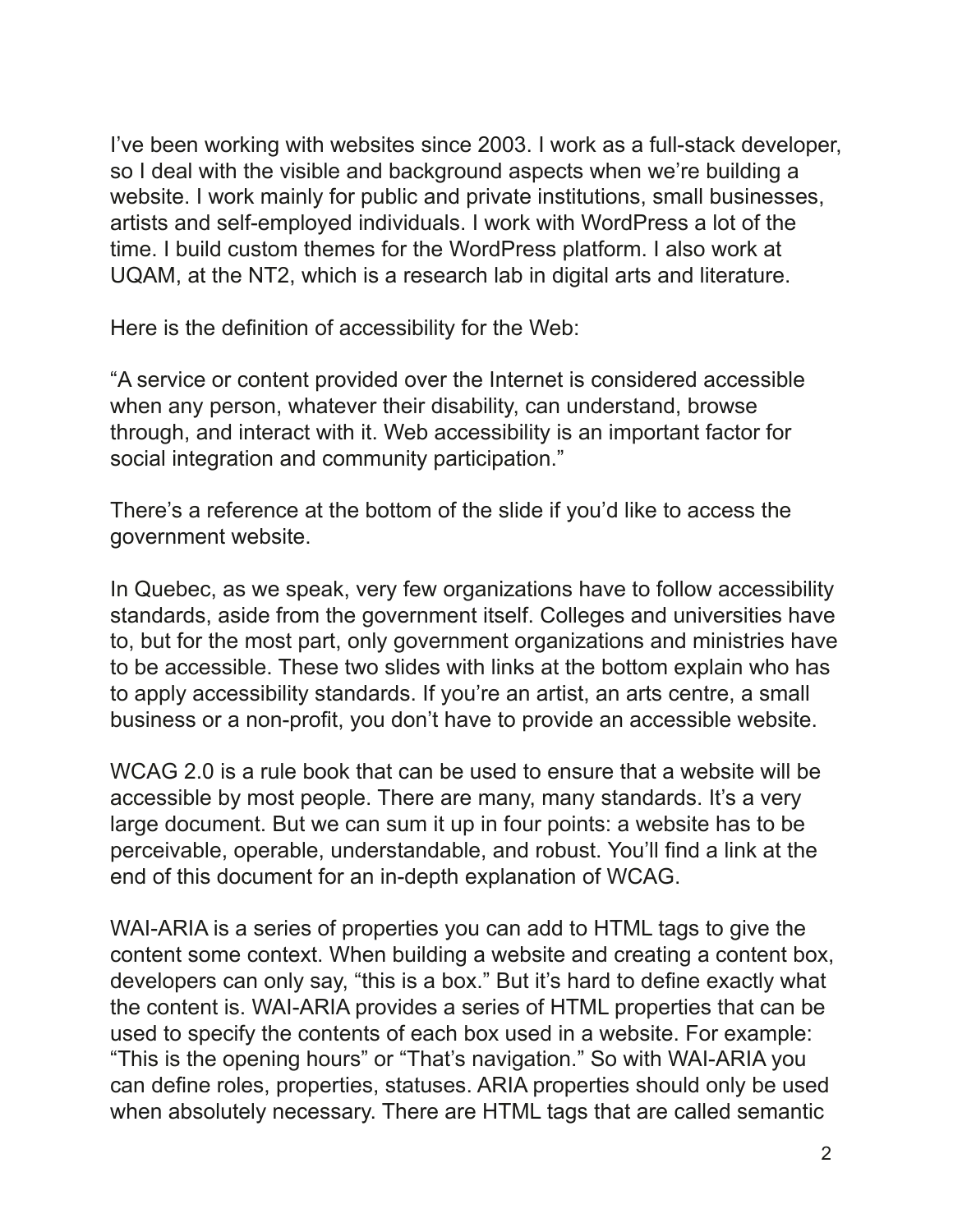I’ve been working with websites since 2003. I work as a full-stack developer, so I deal with the visible and background aspects when we’re building a website. I work mainly for public and private institutions, small businesses, artists and self-employed individuals. I work with WordPress a lot of the time. I build custom themes for the WordPress platform. I also work at UQAM, at the NT2, which is a research lab in digital arts and literature.

Here is the definition of accessibility for the Web:

“A service or content provided over the Internet is considered accessible when any person, whatever their disability, can understand, browse through, and interact with it. Web accessibility is an important factor for social integration and community participation.”

There’s a reference at the bottom of the slide if you’d like to access the government website.

In Quebec, as we speak, very few organizations have to follow accessibility standards, aside from the government itself. Colleges and universities have to, but for the most part, only government organizations and ministries have to be accessible. These two slides with links at the bottom explain who has to apply accessibility standards. If you’re an artist, an arts centre, a small business or a non-profit, you don’t have to provide an accessible website.

WCAG 2.0 is a rule book that can be used to ensure that a website will be accessible by most people. There are many, many standards. It’s a very large document. But we can sum it up in four points: a website has to be perceivable, operable, understandable, and robust. You’ll find a link at the end of this document for an in-depth explanation of WCAG.

WAI-ARIA is a series of properties you can add to HTML tags to give the content some context. When building a website and creating a content box, developers can only say, “this is a box.” But it’s hard to define exactly what the content is. WAI-ARIA provides a series of HTML properties that can be used to specify the contents of each box used in a website. For example: “This is the opening hours” or “That’s navigation.” So with WAI-ARIA you can define roles, properties, statuses. ARIA properties should only be used when absolutely necessary. There are HTML tags that are called semantic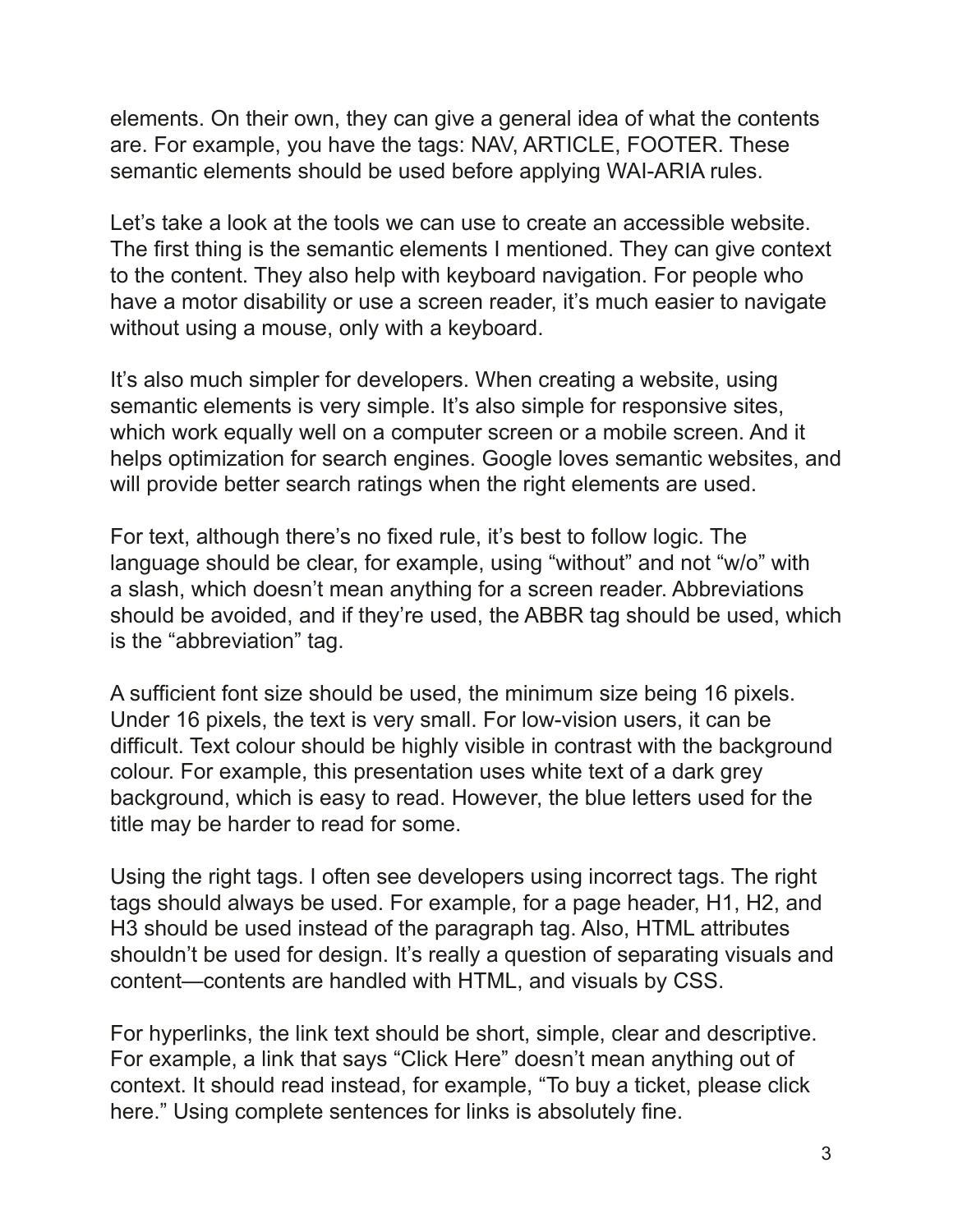elements. On their own, they can give a general idea of what the contents are. For example, you have the tags: NAV, ARTICLE, FOOTER. These semantic elements should be used before applying WAI-ARIA rules.

Let's take a look at the tools we can use to create an accessible website. The first thing is the semantic elements I mentioned. They can give context to the content. They also help with keyboard navigation. For people who have a motor disability or use a screen reader, it's much easier to navigate without using a mouse, only with a keyboard.

It's also much simpler for developers. When creating a website, using semantic elements is very simple. It's also simple for responsive sites, which work equally well on a computer screen or a mobile screen. And it helps optimization for search engines. Google loves semantic websites, and will provide better search ratings when the right elements are used.

For text, although there's no fixed rule, it's best to follow logic. The language should be clear, for example, using "without" and not "w/o" with a slash, which doesn't mean anything for a screen reader. Abbreviations should be avoided, and if they're used, the ABBR tag should be used, which is the "abbreviation" tag.

A sufficient font size should be used, the minimum size being 16 pixels. Under 16 pixels, the text is very small. For low-vision users, it can be difficult. Text colour should be highly visible in contrast with the background colour. For example, this presentation uses white text of a dark grey background, which is easy to read. However, the blue letters used for the title may be harder to read for some.

Using the right tags. I often see developers using incorrect tags. The right tags should always be used. For example, for a page header, H1, H2, and H3 should be used instead of the paragraph tag. Also, HTML attributes shouldn't be used for design. It's really a question of separating visuals and content—contents are handled with HTML, and visuals by CSS.

For hyperlinks, the link text should be short, simple, clear and descriptive. For example, a link that says "Click Here" doesn't mean anything out of context. It should read instead, for example, "To buy a ticket, please click here." Using complete sentences for links is absolutely fine.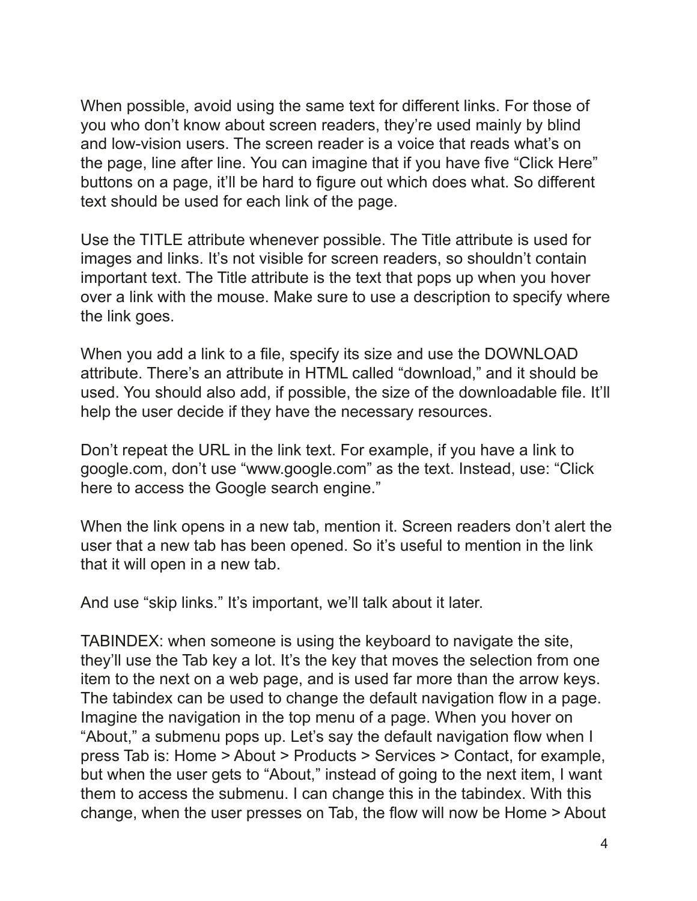When possible, avoid using the same text for different links. For those of you who don’t know about screen readers, they’re used mainly by blind and low-vision users. The screen reader is a voice that reads what’s on the page, line after line. You can imagine that if you have five “Click Here” buttons on a page, it’ll be hard to figure out which does what. So different text should be used for each link of the page.

Use the TITLE attribute whenever possible. The Title attribute is used for images and links. It’s not visible for screen readers, so shouldn’t contain important text. The Title attribute is the text that pops up when you hover over a link with the mouse. Make sure to use a description to specify where the link goes.

When you add a link to a file, specify its size and use the DOWNLOAD attribute. There’s an attribute in HTML called “download,” and it should be used. You should also add, if possible, the size of the downloadable file. It’ll help the user decide if they have the necessary resources.

Don’t repeat the URL in the link text. For example, if you have a link to google.com, don’t use “www.google.com” as the text. Instead, use: “Click here to access the Google search engine.”

When the link opens in a new tab, mention it. Screen readers don’t alert the user that a new tab has been opened. So it’s useful to mention in the link that it will open in a new tab.

And use “skip links.” It’s important, we’ll talk about it later.

TABINDEX: when someone is using the keyboard to navigate the site, they’ll use the Tab key a lot. It’s the key that moves the selection from one item to the next on a web page, and is used far more than the arrow keys. The tabindex can be used to change the default navigation flow in a page. Imagine the navigation in the top menu of a page. When you hover on “About,” a submenu pops up. Let’s say the default navigation flow when I press Tab is: Home > About > Products > Services > Contact, for example, but when the user gets to “About,” instead of going to the next item, I want them to access the submenu. I can change this in the tabindex. With this change, when the user presses on Tab, the flow will now be Home > About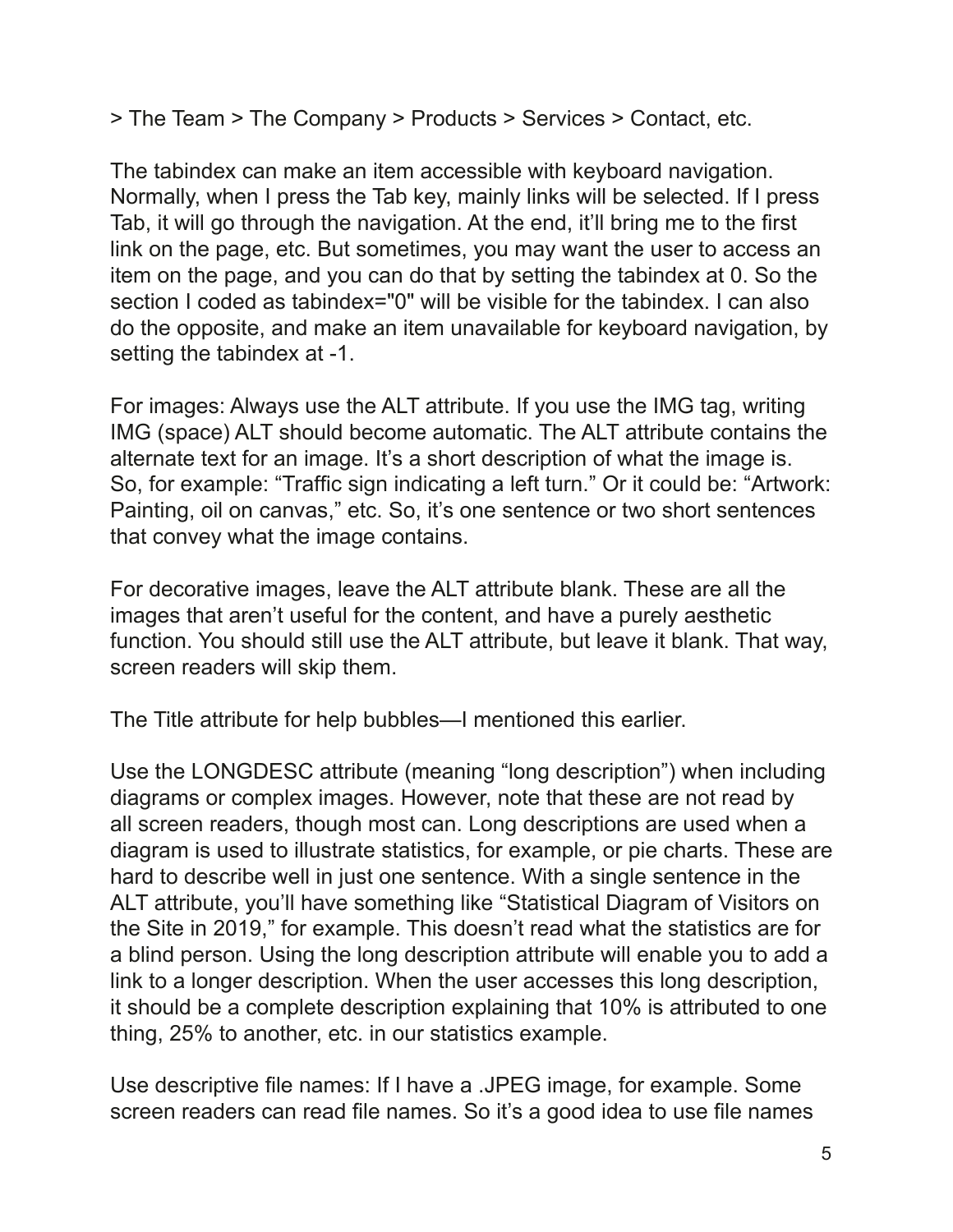> The Team > The Company > Products > Services > Contact, etc.

The tabindex can make an item accessible with keyboard navigation. Normally, when I press the Tab key, mainly links will be selected. If I press Tab, it will go through the navigation. At the end, it'll bring me to the first link on the page, etc. But sometimes, you may want the user to access an item on the page, and you can do that by setting the tabindex at 0. So the section I coded as tabindex="0" will be visible for the tabindex. I can also do the opposite, and make an item unavailable for keyboard navigation, by setting the tabindex at -1.

For images: Always use the ALT attribute. If you use the IMG tag, writing IMG (space) ALT should become automatic. The ALT attribute contains the alternate text for an image. It's a short description of what the image is. So, for example: "Traffic sign indicating a left turn." Or it could be: "Artwork: Painting, oil on canvas," etc. So, it's one sentence or two short sentences that convey what the image contains.

For decorative images, leave the ALT attribute blank. These are all the images that aren't useful for the content, and have a purely aesthetic function. You should still use the ALT attribute, but leave it blank. That way, screen readers will skip them.

The Title attribute for help bubbles—I mentioned this earlier.

Use the LONGDESC attribute (meaning "long description") when including diagrams or complex images. However, note that these are not read by all screen readers, though most can. Long descriptions are used when a diagram is used to illustrate statistics, for example, or pie charts. These are hard to describe well in just one sentence. With a single sentence in the ALT attribute, you'll have something like "Statistical Diagram of Visitors on the Site in 2019," for example. This doesn't read what the statistics are for a blind person. Using the long description attribute will enable you to add a link to a longer description. When the user accesses this long description, it should be a complete description explaining that 10% is attributed to one thing, 25% to another, etc. in our statistics example.

Use descriptive file names: If I have a .JPEG image, for example. Some screen readers can read file names. So it's a good idea to use file names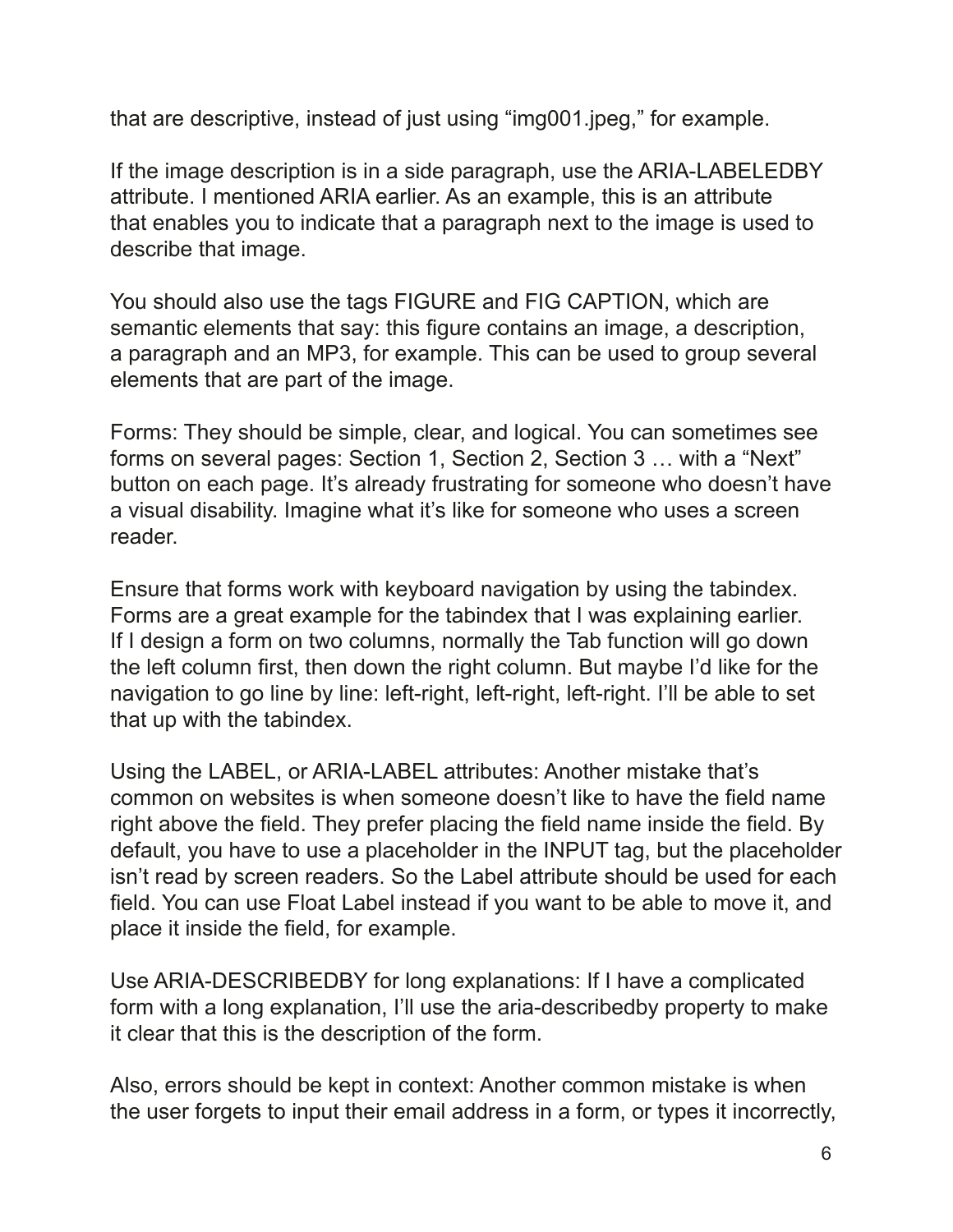that are descriptive, instead of just using "img001.jpeg," for example.

If the image description is in a side paragraph, use the ARIA-LABELEDBY attribute. I mentioned ARIA earlier. As an example, this is an attribute that enables you to indicate that a paragraph next to the image is used to describe that image.

You should also use the tags FIGURE and FIG CAPTION, which are semantic elements that say: this figure contains an image, a description, a paragraph and an MP3, for example. This can be used to group several elements that are part of the image.

Forms: They should be simple, clear, and logical. You can sometimes see forms on several pages: Section 1, Section 2, Section 3 … with a "Next" button on each page. It's already frustrating for someone who doesn't have a visual disability. Imagine what it's like for someone who uses a screen reader.

Ensure that forms work with keyboard navigation by using the tabindex. Forms are a great example for the tabindex that I was explaining earlier. If I design a form on two columns, normally the Tab function will go down the left column first, then down the right column. But maybe I'd like for the navigation to go line by line: left-right, left-right, left-right. I'll be able to set that up with the tabindex.

Using the LABEL, or ARIA-LABEL attributes: Another mistake that's common on websites is when someone doesn't like to have the field name right above the field. They prefer placing the field name inside the field. By default, you have to use a placeholder in the INPUT tag, but the placeholder isn't read by screen readers. So the Label attribute should be used for each field. You can use Float Label instead if you want to be able to move it, and place it inside the field, for example.

Use ARIA-DESCRIBEDBY for long explanations: If I have a complicated form with a long explanation, I'll use the aria-describedby property to make it clear that this is the description of the form.

Also, errors should be kept in context: Another common mistake is when the user forgets to input their email address in a form, or types it incorrectly,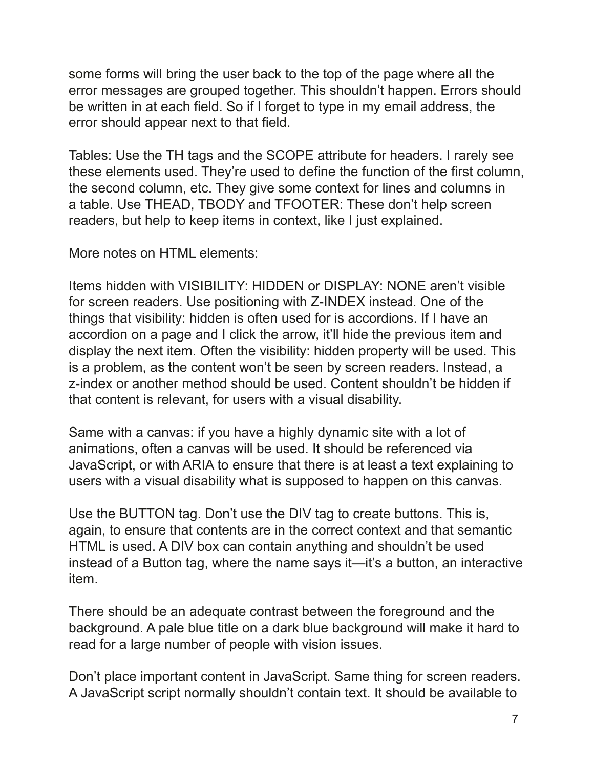some forms will bring the user back to the top of the page where all the error messages are grouped together. This shouldn't happen. Errors should be written in at each field. So if I forget to type in my email address, the error should appear next to that field.

Tables: Use the TH tags and the SCOPE attribute for headers. I rarely see these elements used. They're used to define the function of the first column, the second column, etc. They give some context for lines and columns in a table. Use THEAD, TBODY and TFOOTER: These don't help screen readers, but help to keep items in context, like I just explained.

More notes on HTML elements:

Items hidden with VISIBILITY: HIDDEN or DISPLAY: NONE aren't visible for screen readers. Use positioning with Z-INDEX instead. One of the things that visibility: hidden is often used for is accordions. If I have an accordion on a page and I click the arrow, it'll hide the previous item and display the next item. Often the visibility: hidden property will be used. This is a problem, as the content won't be seen by screen readers. Instead, a z-index or another method should be used. Content shouldn't be hidden if that content is relevant, for users with a visual disability.

Same with a canvas: if you have a highly dynamic site with a lot of animations, often a canvas will be used. It should be referenced via JavaScript, or with ARIA to ensure that there is at least a text explaining to users with a visual disability what is supposed to happen on this canvas.

Use the BUTTON tag. Don't use the DIV tag to create buttons. This is, again, to ensure that contents are in the correct context and that semantic HTML is used. A DIV box can contain anything and shouldn't be used instead of a Button tag, where the name says it—it's a button, an interactive item.

There should be an adequate contrast between the foreground and the background. A pale blue title on a dark blue background will make it hard to read for a large number of people with vision issues.

Don't place important content in JavaScript. Same thing for screen readers. A JavaScript script normally shouldn't contain text. It should be available to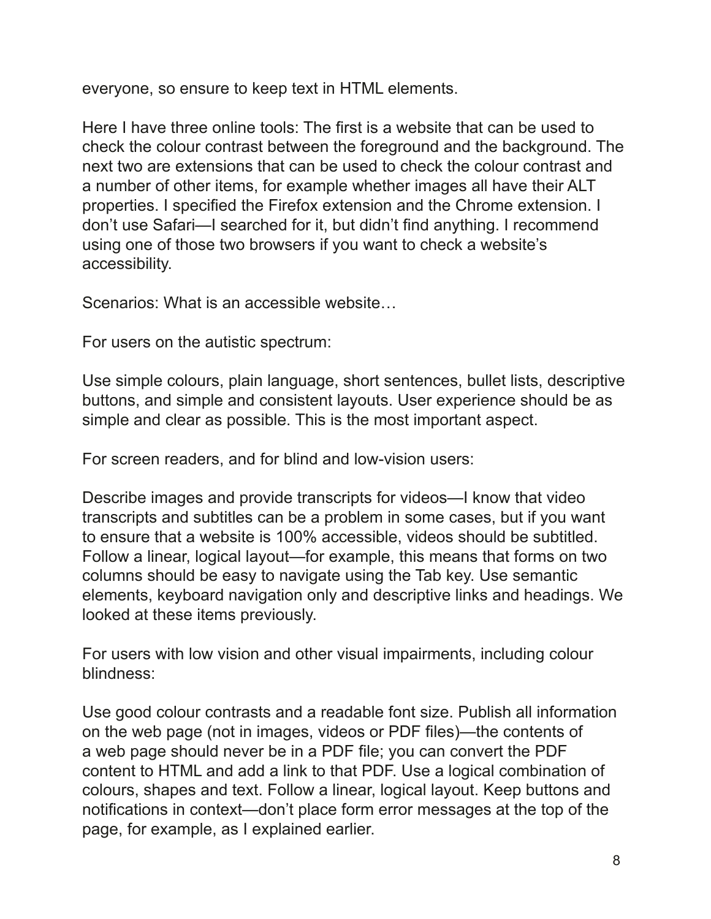everyone, so ensure to keep text in HTML elements.

Here I have three online tools: The first is a website that can be used to check the colour contrast between the foreground and the background. The next two are extensions that can be used to check the colour contrast and a number of other items, for example whether images all have their ALT properties. I specified the Firefox extension and the Chrome extension. I don't use Safari—I searched for it, but didn't find anything. I recommend using one of those two browsers if you want to check a website's accessibility.

Scenarios: What is an accessible website…

For users on the autistic spectrum:

Use simple colours, plain language, short sentences, bullet lists, descriptive buttons, and simple and consistent layouts. User experience should be as simple and clear as possible. This is the most important aspect.

For screen readers, and for blind and low-vision users:

Describe images and provide transcripts for videos—I know that video transcripts and subtitles can be a problem in some cases, but if you want to ensure that a website is 100% accessible, videos should be subtitled. Follow a linear, logical layout—for example, this means that forms on two columns should be easy to navigate using the Tab key. Use semantic elements, keyboard navigation only and descriptive links and headings. We looked at these items previously.

For users with low vision and other visual impairments, including colour blindness:

Use good colour contrasts and a readable font size. Publish all information on the web page (not in images, videos or PDF files)—the contents of a web page should never be in a PDF file; you can convert the PDF content to HTML and add a link to that PDF. Use a logical combination of colours, shapes and text. Follow a linear, logical layout. Keep buttons and notifications in context—don't place form error messages at the top of the page, for example, as I explained earlier.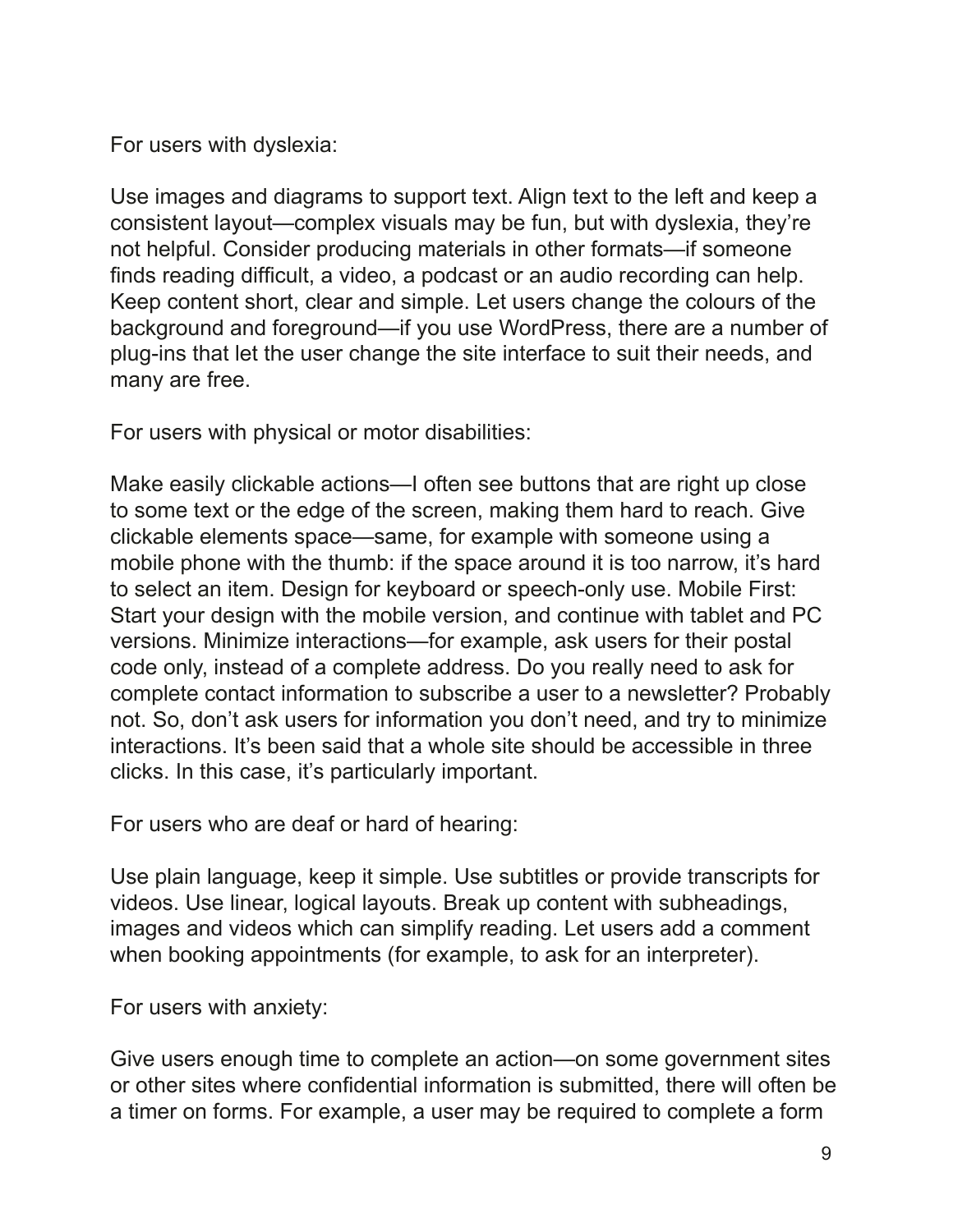For users with dyslexia:

Use images and diagrams to support text. Align text to the left and keep a consistent layout—complex visuals may be fun, but with dyslexia, they're not helpful. Consider producing materials in other formats—if someone finds reading difficult, a video, a podcast or an audio recording can help. Keep content short, clear and simple. Let users change the colours of the background and foreground—if you use WordPress, there are a number of plug-ins that let the user change the site interface to suit their needs, and many are free.

For users with physical or motor disabilities:

Make easily clickable actions—I often see buttons that are right up close to some text or the edge of the screen, making them hard to reach. Give clickable elements space—same, for example with someone using a mobile phone with the thumb: if the space around it is too narrow, it's hard to select an item. Design for keyboard or speech-only use. Mobile First: Start your design with the mobile version, and continue with tablet and PC versions. Minimize interactions—for example, ask users for their postal code only, instead of a complete address. Do you really need to ask for complete contact information to subscribe a user to a newsletter? Probably not. So, don't ask users for information you don't need, and try to minimize interactions. It's been said that a whole site should be accessible in three clicks. In this case, it's particularly important.

For users who are deaf or hard of hearing:

Use plain language, keep it simple. Use subtitles or provide transcripts for videos. Use linear, logical layouts. Break up content with subheadings, images and videos which can simplify reading. Let users add a comment when booking appointments (for example, to ask for an interpreter).

For users with anxiety:

Give users enough time to complete an action—on some government sites or other sites where confidential information is submitted, there will often be a timer on forms. For example, a user may be required to complete a form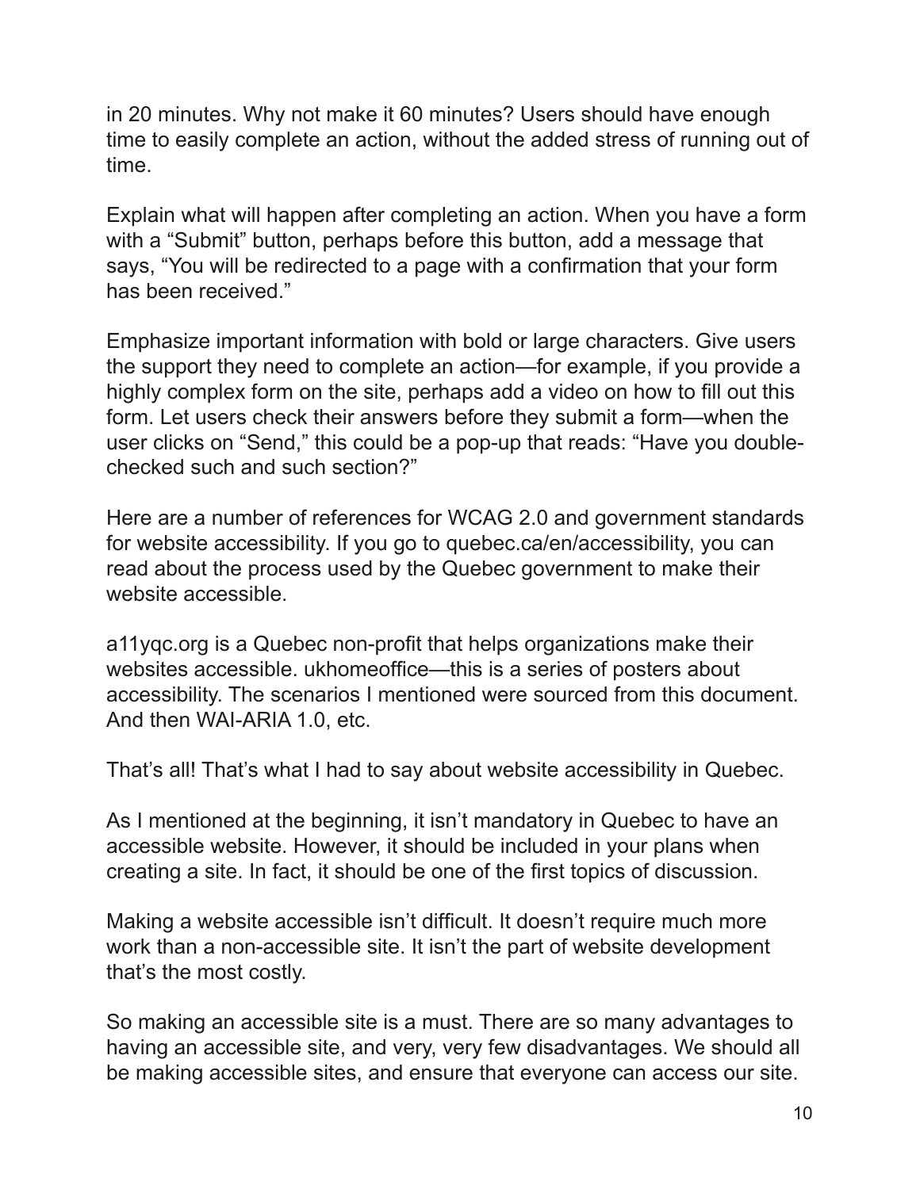in 20 minutes. Why not make it 60 minutes? Users should have enough time to easily complete an action, without the added stress of running out of time.

Explain what will happen after completing an action. When you have a form with a “Submit” button, perhaps before this button, add a message that says, “You will be redirected to a page with a confirmation that your form has been received.”

Emphasize important information with bold or large characters. Give users the support they need to complete an action—for example, if you provide a highly complex form on the site, perhaps add a video on how to fill out this form. Let users check their answers before they submit a form—when the user clicks on “Send,” this could be a pop-up that reads: “Have you double-checked such and such section?”

Here are a number of references for WCAG 2.0 and government standards for website accessibility. If you go to quebec.ca/en/accessibility, you can read about the process used by the Quebec government to make their website accessible.

a11yqc.org is a Quebec non-profit that helps organizations make their websites accessible. ukhomeoffice—this is a series of posters about accessibility. The scenarios I mentioned were sourced from this document. And then WAI-ARIA 1.0, etc.

That’s all! That’s what I had to say about website accessibility in Quebec.

As I mentioned at the beginning, it isn’t mandatory in Quebec to have an accessible website. However, it should be included in your plans when creating a site. In fact, it should be one of the first topics of discussion.

Making a website accessible isn’t difficult. It doesn’t require much more work than a non-accessible site. It isn’t the part of website development that’s the most costly.

So making an accessible site is a must. There are so many advantages to having an accessible site, and very, very few disadvantages. We should all be making accessible sites, and ensure that everyone can access our site.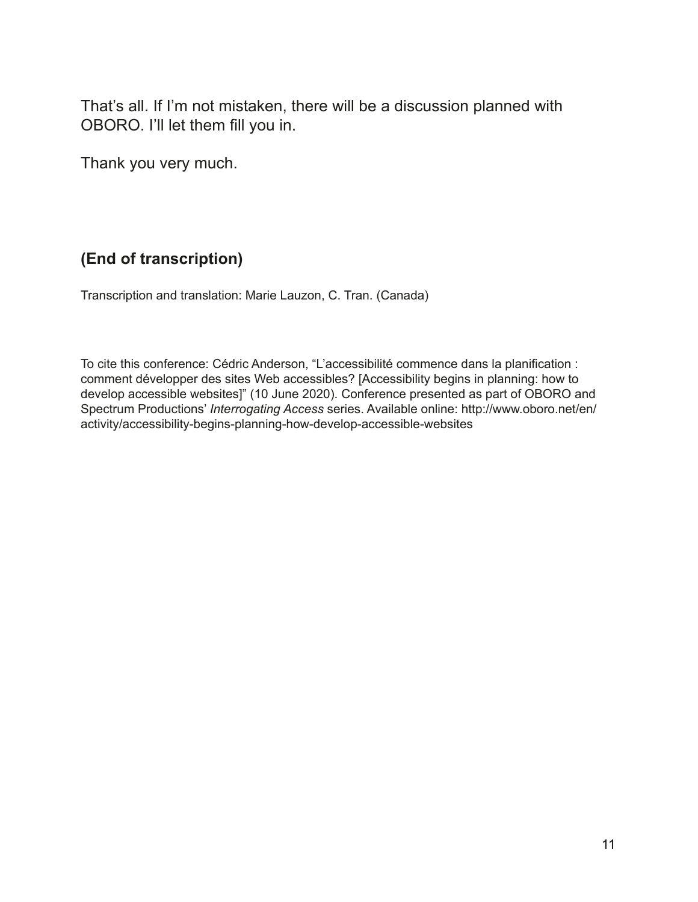That's all. If I'm not mistaken, there will be a discussion planned with OBORO. I'll let them fill you in.

Thank you very much.

### (End of transcription)

Transcription and translation: Marie Lauzon, C. Tran. (Canada)

To cite this conference: Cédric Anderson, "L'accessibilité commence dans la planification : comment développer des sites Web accessibles? [Accessibility begins in planning: how to develop accessible websites]" (10 June 2020). Conference presented as part of OBORO and Spectrum Productions' *Interrogating Access* series. Available online: http://www.oboro.net/en/activity/accessibility-begins-planning-how-develop-accessible-websites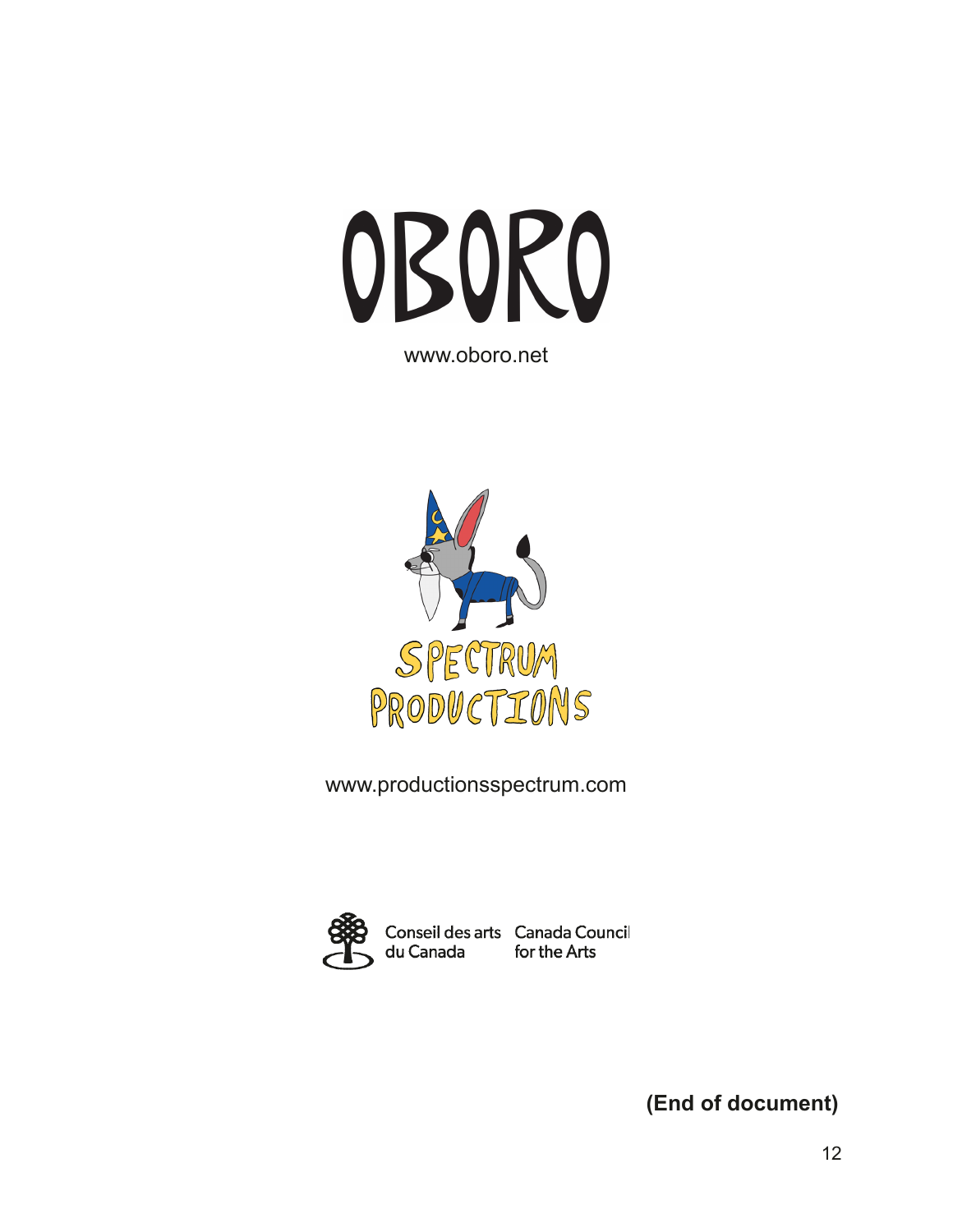OBORO

www.oboro.net

SPECTRUM PRODUCTIONS

www.productionsspectrum.com

Conseil des arts du Canada Canada Council for the Arts

**(End of document)**